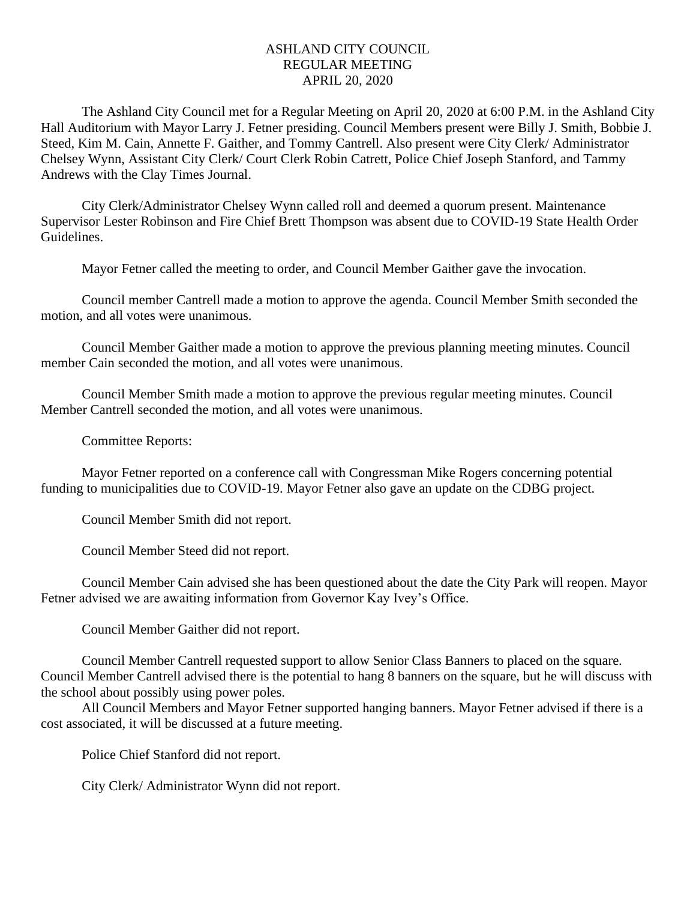# ASHLAND CITY COUNCIL
## REGULAR MEETING
## APRIL 20, 2020

The Ashland City Council met for a Regular Meeting on April 20, 2020 at 6:00 P.M. in the Ashland City Hall Auditorium with Mayor Larry J. Fetner presiding. Council Members present were Billy J. Smith, Bobbie J. Steed, Kim M. Cain, Annette F. Gaither, and Tommy Cantrell. Also present were City Clerk/ Administrator Chelsey Wynn, Assistant City Clerk/ Court Clerk Robin Catrett, Police Chief Joseph Stanford, and Tammy Andrews with the Clay Times Journal.

City Clerk/Administrator Chelsey Wynn called roll and deemed a quorum present. Maintenance Supervisor Lester Robinson and Fire Chief Brett Thompson was absent due to COVID-19 State Health Order Guidelines.

Mayor Fetner called the meeting to order, and Council Member Gaither gave the invocation.

Council member Cantrell made a motion to approve the agenda. Council Member Smith seconded the motion, and all votes were unanimous.

Council Member Gaither made a motion to approve the previous planning meeting minutes. Council member Cain seconded the motion, and all votes were unanimous.

Council Member Smith made a motion to approve the previous regular meeting minutes. Council Member Cantrell seconded the motion, and all votes were unanimous.

Committee Reports:

Mayor Fetner reported on a conference call with Congressman Mike Rogers concerning potential funding to municipalities due to COVID-19. Mayor Fetner also gave an update on the CDBG project.

Council Member Smith did not report.

Council Member Steed did not report.

Council Member Cain advised she has been questioned about the date the City Park will reopen. Mayor Fetner advised we are awaiting information from Governor Kay Ivey's Office.

Council Member Gaither did not report.

Council Member Cantrell requested support to allow Senior Class Banners to placed on the square. Council Member Cantrell advised there is the potential to hang 8 banners on the square, but he will discuss with the school about possibly using power poles.

All Council Members and Mayor Fetner supported hanging banners. Mayor Fetner advised if there is a cost associated, it will be discussed at a future meeting.

Police Chief Stanford did not report.

City Clerk/ Administrator Wynn did not report.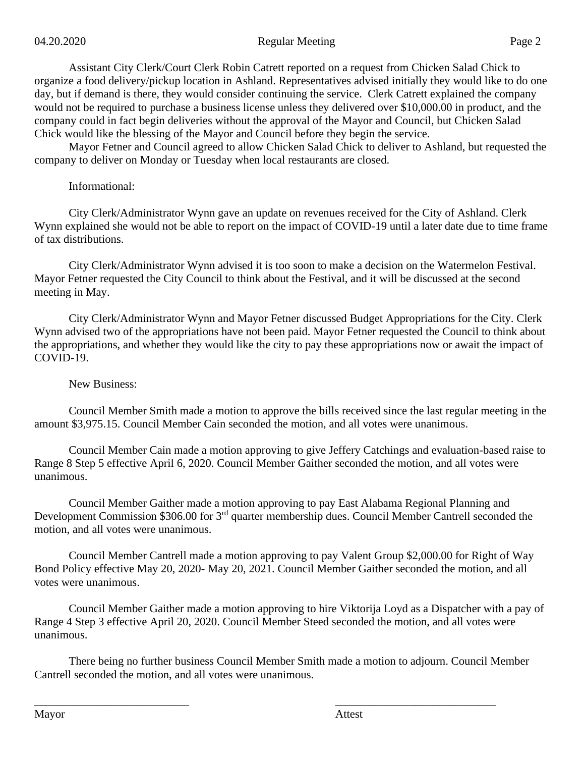Assistant City Clerk/Court Clerk Robin Catrett reported on a request from Chicken Salad Chick to organize a food delivery/pickup location in Ashland. Representatives advised initially they would like to do one day, but if demand is there, they would consider continuing the service. Clerk Catrett explained the company would not be required to purchase a business license unless they delivered over $10,000.00 in product, and the company could in fact begin deliveries without the approval of the Mayor and Council, but Chicken Salad Chick would like the blessing of the Mayor and Council before they begin the service.

Mayor Fetner and Council agreed to allow Chicken Salad Chick to deliver to Ashland, but requested the company to deliver on Monday or Tuesday when local restaurants are closed.

Informational:

City Clerk/Administrator Wynn gave an update on revenues received for the City of Ashland. Clerk Wynn explained she would not be able to report on the impact of COVID-19 until a later date due to time frame of tax distributions.

City Clerk/Administrator Wynn advised it is too soon to make a decision on the Watermelon Festival. Mayor Fetner requested the City Council to think about the Festival, and it will be discussed at the second meeting in May.

City Clerk/Administrator Wynn and Mayor Fetner discussed Budget Appropriations for the City. Clerk Wynn advised two of the appropriations have not been paid. Mayor Fetner requested the Council to think about the appropriations, and whether they would like the city to pay these appropriations now or await the impact of COVID-19.

New Business:

Council Member Smith made a motion to approve the bills received since the last regular meeting in the amount $3,975.15. Council Member Cain seconded the motion, and all votes were unanimous.

Council Member Cain made a motion approving to give Jeffery Catchings and evaluation-based raise to Range 8 Step 5 effective April 6, 2020. Council Member Gaither seconded the motion, and all votes were unanimous.

Council Member Gaither made a motion approving to pay East Alabama Regional Planning and Development Commission $306.00 for 3rd quarter membership dues. Council Member Cantrell seconded the motion, and all votes were unanimous.

Council Member Cantrell made a motion approving to pay Valent Group $2,000.00 for Right of Way Bond Policy effective May 20, 2020- May 20, 2021. Council Member Gaither seconded the motion, and all votes were unanimous.

Council Member Gaither made a motion approving to hire Viktorija Loyd as a Dispatcher with a pay of Range 4 Step 3 effective April 20, 2020. Council Member Steed seconded the motion, and all votes were unanimous.

There being no further business Council Member Smith made a motion to adjourn. Council Member Cantrell seconded the motion, and all votes were unanimous.

\_\_\_\_\_\_\_\_\_\_\_\_\_\_\_\_\_\_\_\_\_\_\_\_\_\_\_\_ \_\_\_\_\_\_\_\_\_\_\_\_\_\_\_\_\_\_\_\_\_\_\_\_\_\_\_\_

Mayor Attest